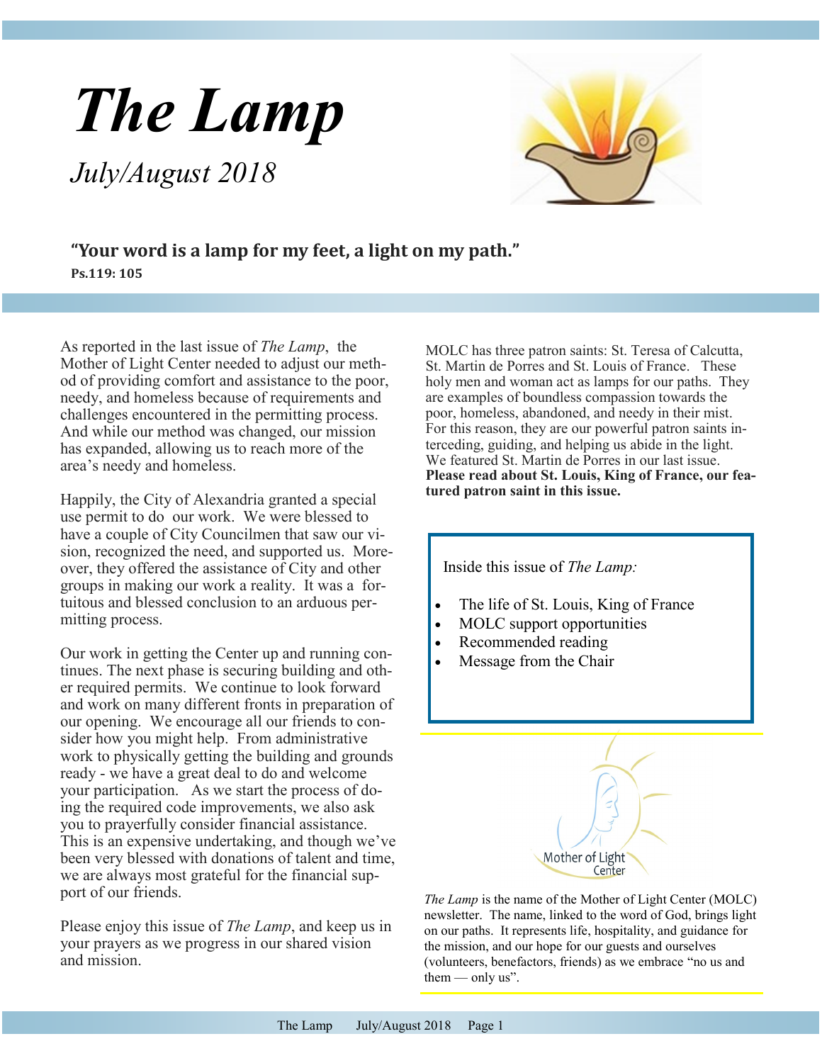# The Lamp

*July/August 2018*

**"Your word is a lamp for my feet, a light on my path."**
**Ps.119: 105**

As reported in the last issue of *The Lamp*, the Mother of Light Center needed to adjust our method of providing comfort and assistance to the poor, needy, and homeless because of requirements and challenges encountered in the permitting process. And while our method was changed, our mission has expanded, allowing us to reach more of the area's needy and homeless.

Happily, the City of Alexandria granted a special use permit to do our work. We were blessed to have a couple of City Councilmen that saw our vision, recognized the need, and supported us. Moreover, they offered the assistance of City and other groups in making our work a reality. It was a fortuitous and blessed conclusion to an arduous permitting process.

Our work in getting the Center up and running continues. The next phase is securing building and other required permits. We continue to look forward and work on many different fronts in preparation of our opening. We encourage all our friends to consider how you might help. From administrative work to physically getting the building and grounds ready - we have a great deal to do and welcome your participation. As we start the process of doing the required code improvements, we also ask you to prayerfully consider financial assistance. This is an expensive undertaking, and though we've been very blessed with donations of talent and time, we are always most grateful for the financial support of our friends.

Please enjoy this issue of *The Lamp*, and keep us in your prayers as we progress in our shared vision and mission.

MOLC has three patron saints: St. Teresa of Calcutta, St. Martin de Porres and St. Louis of France. These holy men and woman act as lamps for our paths. They are examples of boundless compassion towards the poor, homeless, abandoned, and needy in their mist. For this reason, they are our powerful patron saints interceding, guiding, and helping us abide in the light. We featured St. Martin de Porres in our last issue. **Please read about St. Louis, King of France, our featured patron saint in this issue.**

Inside this issue of *The Lamp:*

- The life of St. Louis, King of France
- MOLC support opportunities
- Recommended reading
- Message from the Chair

Mother of Light Center

*The Lamp* is the name of the Mother of Light Center (MOLC) newsletter. The name, linked to the word of God, brings light on our paths. It represents life, hospitality, and guidance for the mission, and our hope for our guests and ourselves (volunteers, benefactors, friends) as we embrace "no us and them — only us".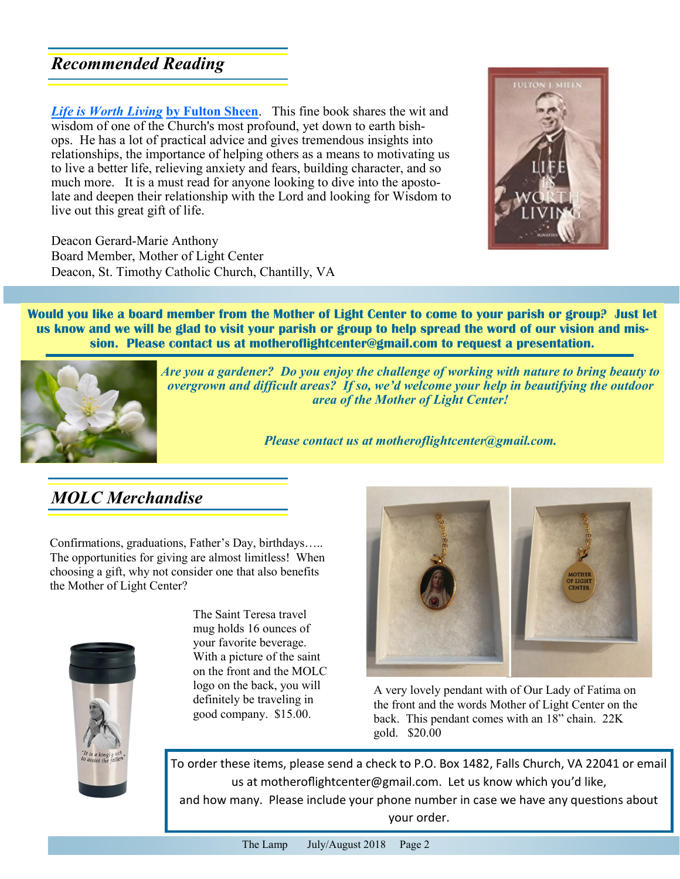## *Recommended Reading*

***Life is Worth Living* by Fulton Sheen**. This fine book shares the wit and wisdom of one of the Church's most profound, yet down to earth bishops. He has a lot of practical advice and gives tremendous insights into relationships, the importance of helping others as a means to motivating us to live a better life, relieving anxiety and fears, building character, and so much more. It is a must read for anyone looking to dive into the apostolate and deepen their relationship with the Lord and looking for Wisdom to live out this great gift of life.

Deacon Gerard-Marie Anthony
Board Member, Mother of Light Center
Deacon, St. Timothy Catholic Church, Chantilly, VA

**Would you like a board member from the Mother of Light Center to come to your parish or group? Just let us know and we will be glad to visit your parish or group to help spread the word of our vision and mission. Please contact us at motheroflightcenter@gmail.com to request a presentation.**

***Are you a gardener? Do you enjoy the challenge of working with nature to bring beauty to overgrown and difficult areas? If so, we'd welcome your help in beautifying the outdoor area of the Mother of Light Center!***

***Please contact us at motheroflightcenter@gmail.com.***

## *MOLC Merchandise*

Confirmations, graduations, Father's Day, birthdays….. The opportunities for giving are almost limitless! When choosing a gift, why not consider one that also benefits the Mother of Light Center?

The Saint Teresa travel mug holds 16 ounces of your favorite beverage. With a picture of the saint on the front and the MOLC logo on the back, you will definitely be traveling in good company. $15.00.

A very lovely pendant with of Our Lady of Fatima on the front and the words Mother of Light Center on the back. This pendant comes with an 18" chain. 22K gold. $20.00

To order these items, please send a check to P.O. Box 1482, Falls Church, VA 22041 or email us at motheroflightcenter@gmail.com. Let us know which you'd like, and how many. Please include your phone number in case we have any questions about your order.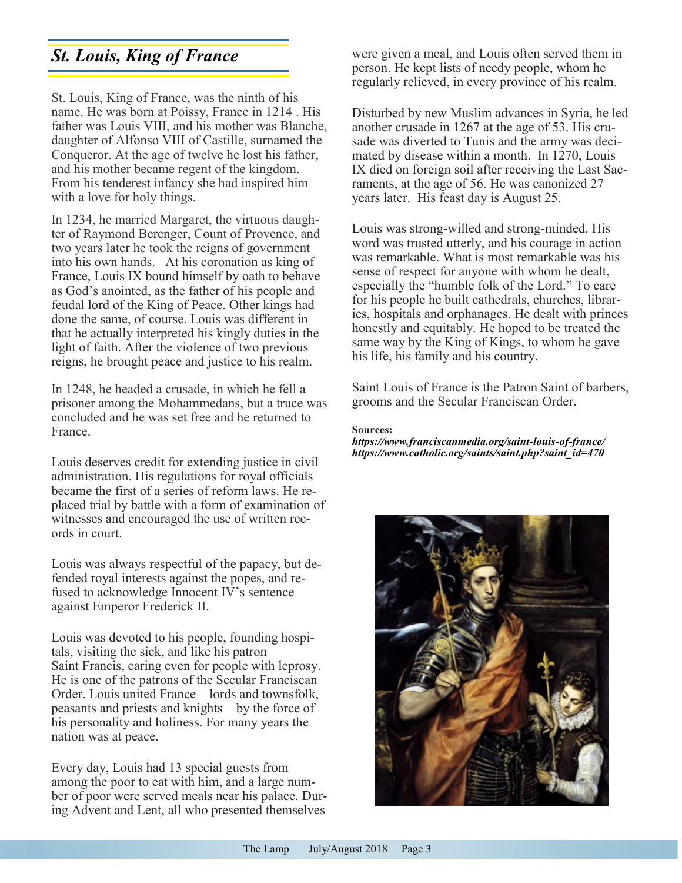## *St. Louis, King of France*

St. Louis, King of France, was the ninth of his name. He was born at Poissy, France in 1214 . His father was Louis VIII, and his mother was Blanche, daughter of Alfonso VIII of Castille, surnamed the Conqueror. At the age of twelve he lost his father, and his mother became regent of the kingdom. From his tenderest infancy she had inspired him with a love for holy things.

In 1234, he married Margaret, the virtuous daughter of Raymond Berenger, Count of Provence, and two years later he took the reigns of government into his own hands.  At his coronation as king of France, Louis IX bound himself by oath to behave as God's anointed, as the father of his people and feudal lord of the King of Peace. Other kings had done the same, of course. Louis was different in that he actually interpreted his kingly duties in the light of faith. After the violence of two previous reigns, he brought peace and justice to his realm.

In 1248, he headed a crusade, in which he fell a prisoner among the Mohammedans, but a truce was concluded and he was set free and he returned to France.

Louis deserves credit for extending justice in civil administration. His regulations for royal officials became the first of a series of reform laws. He replaced trial by battle with a form of examination of witnesses and encouraged the use of written records in court.

Louis was always respectful of the papacy, but defended royal interests against the popes, and refused to acknowledge Innocent IV's sentence against Emperor Frederick II.

Louis was devoted to his people, founding hospitals, visiting the sick, and like his patron Saint Francis, caring even for people with leprosy. He is one of the patrons of the Secular Franciscan Order. Louis united France—lords and townsfolk, peasants and priests and knights—by the force of his personality and holiness. For many years the nation was at peace.

Every day, Louis had 13 special guests from among the poor to eat with him, and a large number of poor were served meals near his palace. During Advent and Lent, all who presented themselves were given a meal, and Louis often served them in person. He kept lists of needy people, whom he regularly relieved, in every province of his realm.

Disturbed by new Muslim advances in Syria, he led another crusade in 1267 at the age of 53. His crusade was diverted to Tunis and the army was decimated by disease within a month.  In 1270, Louis IX died on foreign soil after receiving the Last Sacraments, at the age of 56. He was canonized 27 years later.  His feast day is August 25.

Louis was strong-willed and strong-minded. His word was trusted utterly, and his courage in action was remarkable. What is most remarkable was his sense of respect for anyone with whom he dealt, especially the "humble folk of the Lord." To care for his people he built cathedrals, churches, libraries, hospitals and orphanages. He dealt with princes honestly and equitably. He hoped to be treated the same way by the King of Kings, to whom he gave his life, his family and his country.

Saint Louis of France is the Patron Saint of barbers, grooms and the Secular Franciscan Order.

**Sources:**
***https://www.franciscanmedia.org/saint-louis-of-france/***
***https://www.catholic.org/saints/saint.php?saint_id=470***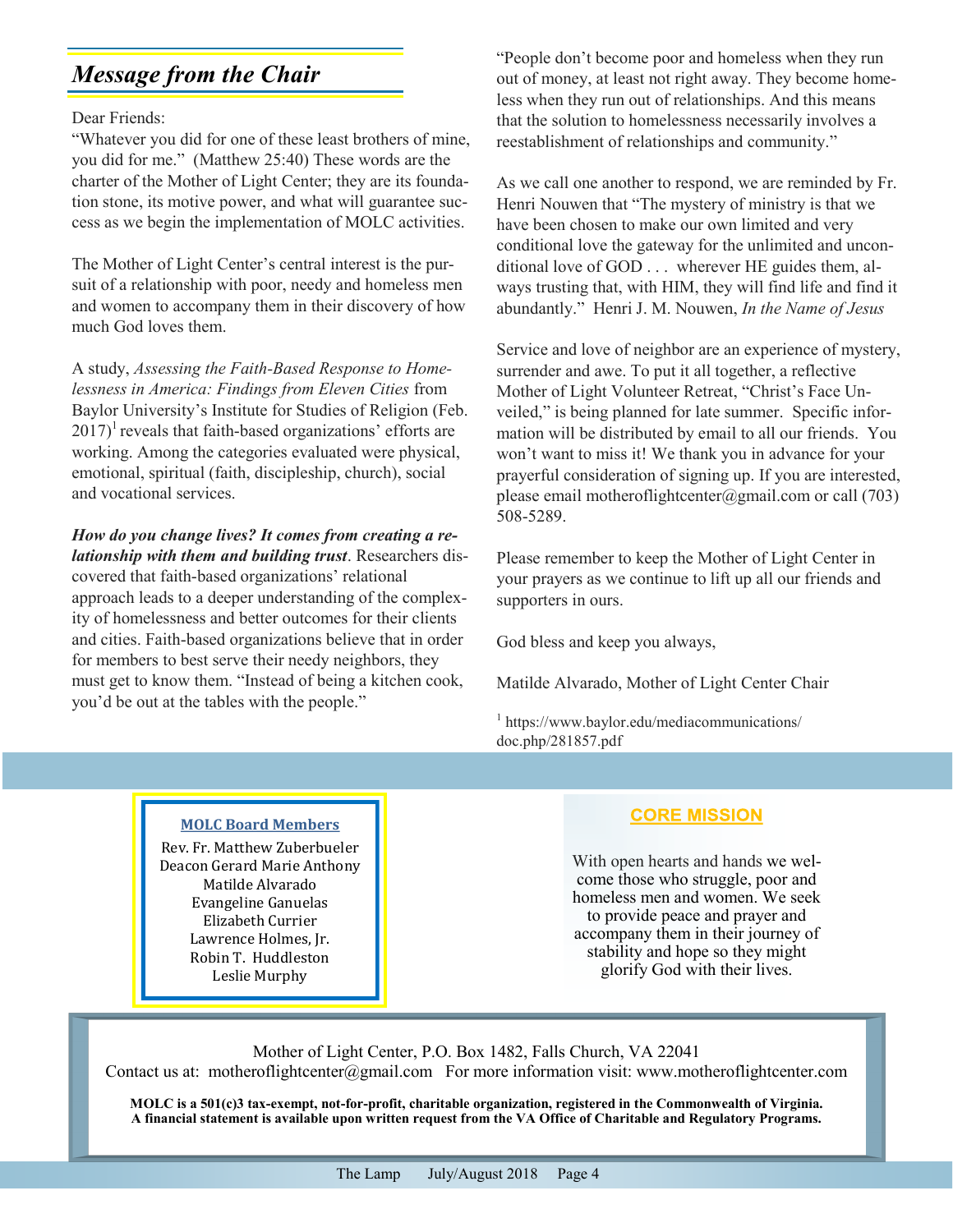## *Message from the Chair*

Dear Friends:

"Whatever you did for one of these least brothers of mine, you did for me." (Matthew 25:40) These words are the charter of the Mother of Light Center; they are its foundation stone, its motive power, and what will guarantee success as we begin the implementation of MOLC activities.

The Mother of Light Center's central interest is the pursuit of a relationship with poor, needy and homeless men and women to accompany them in their discovery of how much God loves them.

A study, *Assessing the Faith-Based Response to Homelessness in America: Findings from Eleven Cities* from Baylor University's Institute for Studies of Religion (Feb. 2017)[1] reveals that faith-based organizations' efforts are working. Among the categories evaluated were physical, emotional, spiritual (faith, discipleship, church), social and vocational services.

***How do you change lives? It comes from creating a relationship with them and building trust***. Researchers discovered that faith-based organizations' relational approach leads to a deeper understanding of the complexity of homelessness and better outcomes for their clients and cities. Faith-based organizations believe that in order for members to best serve their needy neighbors, they must get to know them. "Instead of being a kitchen cook, you'd be out at the tables with the people."

"People don't become poor and homeless when they run out of money, at least not right away. They become homeless when they run out of relationships. And this means that the solution to homelessness necessarily involves a reestablishment of relationships and community."

As we call one another to respond, we are reminded by Fr. Henri Nouwen that "The mystery of ministry is that we have been chosen to make our own limited and very conditional love the gateway for the unlimited and unconditional love of GOD . . . wherever HE guides them, always trusting that, with HIM, they will find life and find it abundantly." Henri J. M. Nouwen, *In the Name of Jesus*

Service and love of neighbor are an experience of mystery, surrender and awe. To put it all together, a reflective Mother of Light Volunteer Retreat, "Christ's Face Unveiled," is being planned for late summer. Specific information will be distributed by email to all our friends. You won't want to miss it! We thank you in advance for your prayerful consideration of signing up. If you are interested, please email motheroflightcenter@gmail.com or call (703) 508-5289.

Please remember to keep the Mother of Light Center in your prayers as we continue to lift up all our friends and supporters in ours.

God bless and keep you always,

Matilde Alvarado, Mother of Light Center Chair

[1] https://www.baylor.edu/mediacommunications/doc.php/281857.pdf

**MOLC Board Members**

Rev. Fr. Matthew Zuberbueler
Deacon Gerard Marie Anthony
Matilde Alvarado
Evangeline Ganuelas
Elizabeth Currier
Lawrence Holmes, Jr.
Robin T. Huddleston
Leslie Murphy

**CORE MISSION**

With open hearts and hands we welcome those who struggle, poor and homeless men and women. We seek to provide peace and prayer and accompany them in their journey of stability and hope so they might glorify God with their lives.

Mother of Light Center, P.O. Box 1482, Falls Church, VA 22041
Contact us at: motheroflightcenter@gmail.com For more information visit: www.motheroflightcenter.com

**MOLC is a 501(c)3 tax-exempt, not-for-profit, charitable organization, registered in the Commonwealth of Virginia. A financial statement is available upon written request from the VA Office of Charitable and Regulatory Programs.**